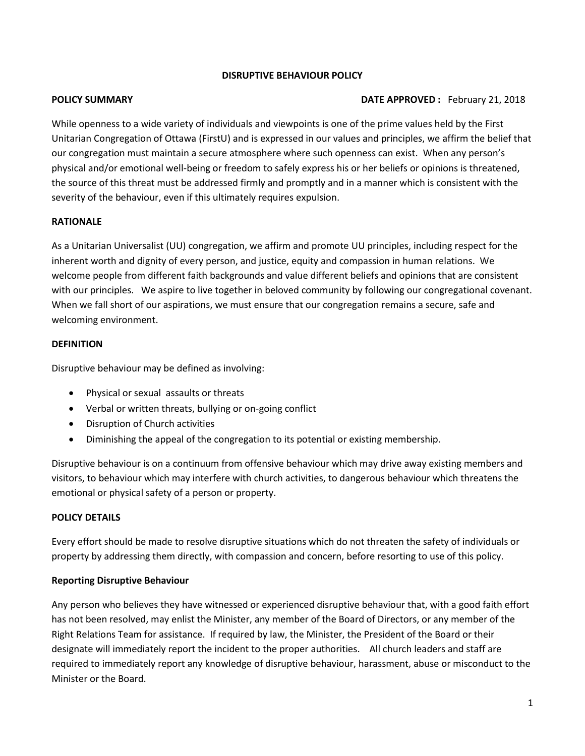# DISRUPTIVE BEHAVIOUR POLICY

**POLICY SUMMARY** **DATE APPROVED :** February 21, 2018

While openness to a wide variety of individuals and viewpoints is one of the prime values held by the First Unitarian Congregation of Ottawa (FirstU) and is expressed in our values and principles, we affirm the belief that our congregation must maintain a secure atmosphere where such openness can exist. When any person's physical and/or emotional well-being or freedom to safely express his or her beliefs or opinions is threatened, the source of this threat must be addressed firmly and promptly and in a manner which is consistent with the severity of the behaviour, even if this ultimately requires expulsion.

## RATIONALE

As a Unitarian Universalist (UU) congregation, we affirm and promote UU principles, including respect for the inherent worth and dignity of every person, and justice, equity and compassion in human relations. We welcome people from different faith backgrounds and value different beliefs and opinions that are consistent with our principles. We aspire to live together in beloved community by following our congregational covenant. When we fall short of our aspirations, we must ensure that our congregation remains a secure, safe and welcoming environment.

## DEFINITION

Disruptive behaviour may be defined as involving:

- Physical or sexual assaults or threats
- Verbal or written threats, bullying or on-going conflict
- Disruption of Church activities
- Diminishing the appeal of the congregation to its potential or existing membership.

Disruptive behaviour is on a continuum from offensive behaviour which may drive away existing members and visitors, to behaviour which may interfere with church activities, to dangerous behaviour which threatens the emotional or physical safety of a person or property.

## POLICY DETAILS

Every effort should be made to resolve disruptive situations which do not threaten the safety of individuals or property by addressing them directly, with compassion and concern, before resorting to use of this policy.

### Reporting Disruptive Behaviour

Any person who believes they have witnessed or experienced disruptive behaviour that, with a good faith effort has not been resolved, may enlist the Minister, any member of the Board of Directors, or any member of the Right Relations Team for assistance. If required by law, the Minister, the President of the Board or their designate will immediately report the incident to the proper authorities. All church leaders and staff are required to immediately report any knowledge of disruptive behaviour, harassment, abuse or misconduct to the Minister or the Board.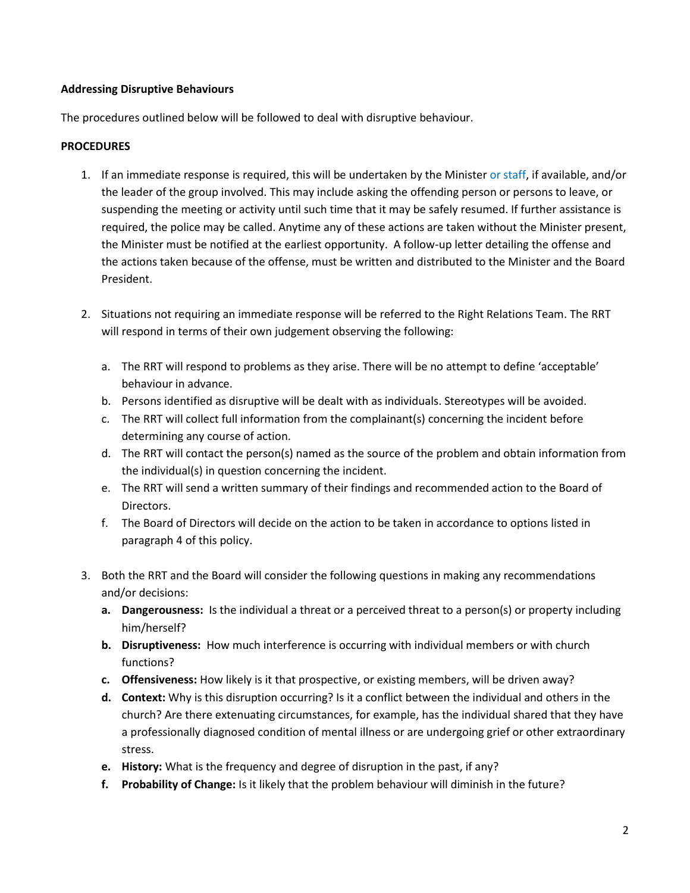**Addressing Disruptive Behaviours**

The procedures outlined below will be followed to deal with disruptive behaviour.

**PROCEDURES**

1. If an immediate response is required, this will be undertaken by the Minister or staff, if available, and/or the leader of the group involved. This may include asking the offending person or persons to leave, or suspending the meeting or activity until such time that it may be safely resumed. If further assistance is required, the police may be called. Anytime any of these actions are taken without the Minister present, the Minister must be notified at the earliest opportunity. A follow-up letter detailing the offense and the actions taken because of the offense, must be written and distributed to the Minister and the Board President.

2. Situations not requiring an immediate response will be referred to the Right Relations Team. The RRT will respond in terms of their own judgement observing the following:

   a. The RRT will respond to problems as they arise. There will be no attempt to define 'acceptable' behaviour in advance.
   b. Persons identified as disruptive will be dealt with as individuals. Stereotypes will be avoided.
   c. The RRT will collect full information from the complainant(s) concerning the incident before determining any course of action.
   d. The RRT will contact the person(s) named as the source of the problem and obtain information from the individual(s) in question concerning the incident.
   e. The RRT will send a written summary of their findings and recommended action to the Board of Directors.
   f. The Board of Directors will decide on the action to be taken in accordance to options listed in paragraph 4 of this policy.

3. Both the RRT and the Board will consider the following questions in making any recommendations and/or decisions:
   **a. Dangerousness:** Is the individual a threat or a perceived threat to a person(s) or property including him/herself?
   **b. Disruptiveness:** How much interference is occurring with individual members or with church functions?
   **c. Offensiveness:** How likely is it that prospective, or existing members, will be driven away?
   **d. Context:** Why is this disruption occurring? Is it a conflict between the individual and others in the church? Are there extenuating circumstances, for example, has the individual shared that they have a professionally diagnosed condition of mental illness or are undergoing grief or other extraordinary stress.
   **e. History:** What is the frequency and degree of disruption in the past, if any?
   **f. Probability of Change:** Is it likely that the problem behaviour will diminish in the future?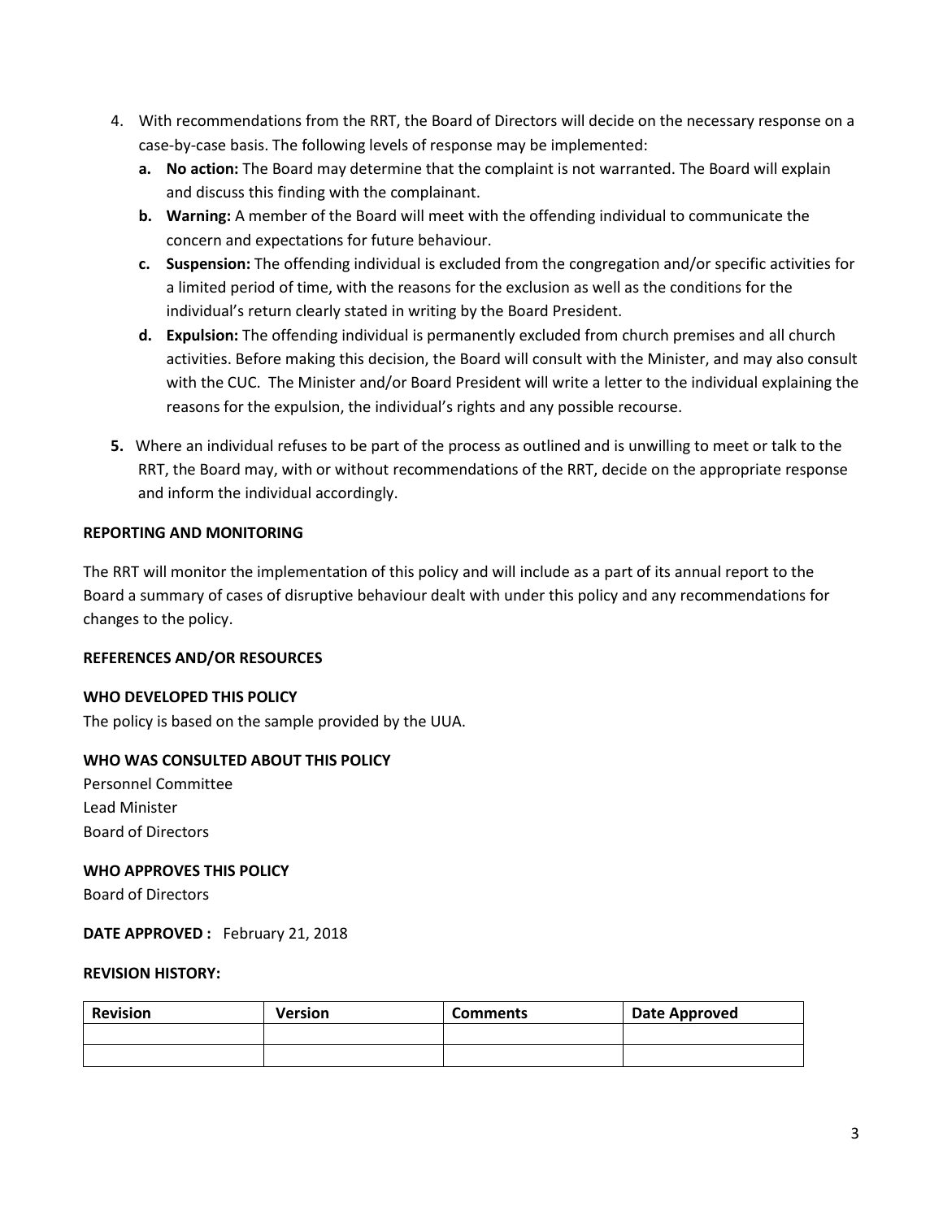4. With recommendations from the RRT, the Board of Directors will decide on the necessary response on a case-by-case basis. The following levels of response may be implemented:
   - **a. No action:** The Board may determine that the complaint is not warranted. The Board will explain and discuss this finding with the complainant.
   - **b. Warning:** A member of the Board will meet with the offending individual to communicate the concern and expectations for future behaviour.
   - **c. Suspension:** The offending individual is excluded from the congregation and/or specific activities for a limited period of time, with the reasons for the exclusion as well as the conditions for the individual's return clearly stated in writing by the Board President.
   - **d. Expulsion:** The offending individual is permanently excluded from church premises and all church activities. Before making this decision, the Board will consult with the Minister, and may also consult with the CUC. The Minister and/or Board President will write a letter to the individual explaining the reasons for the expulsion, the individual's rights and any possible recourse.

**5.** Where an individual refuses to be part of the process as outlined and is unwilling to meet or talk to the RRT, the Board may, with or without recommendations of the RRT, decide on the appropriate response and inform the individual accordingly.

**REPORTING AND MONITORING**

The RRT will monitor the implementation of this policy and will include as a part of its annual report to the Board a summary of cases of disruptive behaviour dealt with under this policy and any recommendations for changes to the policy.

**REFERENCES AND/OR RESOURCES**

**WHO DEVELOPED THIS POLICY**

The policy is based on the sample provided by the UUA.

**WHO WAS CONSULTED ABOUT THIS POLICY**

Personnel Committee
Lead Minister
Board of Directors

**WHO APPROVES THIS POLICY**

Board of Directors

**DATE APPROVED :** February 21, 2018

**REVISION HISTORY:**

| Revision | Version | Comments | Date Approved |
| --- | --- | --- | --- |
| | | | |
| | | | |